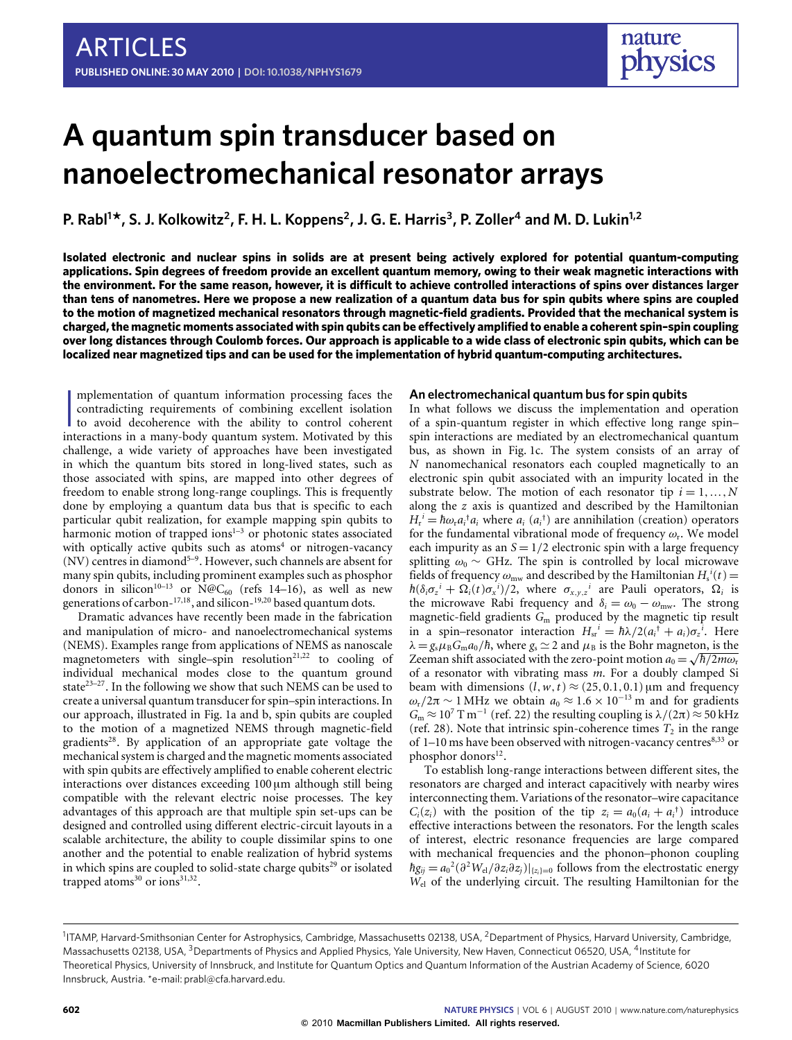# A quantum spin transducer based on nanoelectromechanical resonator arrays

**P. Rabl[1]*, S. J. Kolkowitz[2], F. H. L. Koppens[2], J. G. E. Harris[3], P. Zoller[4] and M. D. Lukin[1,2]**

**Isolated electronic and nuclear spins in solids are at present being actively explored for potential quantum-computing applications. Spin degrees of freedom provide an excellent quantum memory, owing to their weak magnetic interactions with the environment. For the same reason, however, it is difficult to achieve controlled interactions of spins over distances larger than tens of nanometres. Here we propose a new realization of a quantum data bus for spin qubits where spins are coupled to the motion of magnetized mechanical resonators through magnetic-field gradients. Provided that the mechanical system is charged, the magnetic moments associated with spin qubits can be effectively amplified to enable a coherent spin–spin coupling over long distances through Coulomb forces. Our approach is applicable to a wide class of electronic spin qubits, which can be localized near magnetized tips and can be used for the implementation of hybrid quantum-computing architectures.**

Implementation of quantum information processing faces the contradicting requirements of combining excellent isolation to avoid decoherence with the ability to control coherent interactions in a many-body quantum system. Motivated by this challenge, a wide variety of approaches have been investigated in which the quantum bits stored in long-lived states, such as those associated with spins, are mapped into other degrees of freedom to enable strong long-range couplings. This is frequently done by employing a quantum data bus that is specific to each particular qubit realization, for example mapping spin qubits to harmonic motion of trapped ions[1–3] or photonic states associated with optically active spins such as atoms[4] or nitrogen-vacancy (NV) centres in diamond[5–9]. However, such channels are absent for many spin qubits, including prominent examples such as phosphor donors in silicon[10–13] or N@$C_{60}$ (refs 14–16), as well as new generations of carbon-[17,18], and silicon-[19,20] based quantum dots.

Dramatic advances have recently been made in the fabrication and manipulation of micro- and nanoelectromechanical systems (NEMS). Examples range from applications of NEMS as nanoscale magnetometers with single-spin resolution[21,22] to cooling of individual mechanical modes close to the quantum ground state[23–27]. In the following we show that such NEMS can be used to create a universal quantum transducer for spin–spin interactions. In our approach, illustrated in Fig. 1a and b, spin qubits are coupled to the motion of a magnetized NEMS through magnetic-field gradients[28]. By application of an appropriate gate voltage the mechanical system is charged and the magnetic moments associated with spin qubits are effectively amplified to enable coherent electric interactions over distances exceeding 100 μm although still being compatible with the relevant electric noise processes. The key advantages of this approach are that multiple spin set-ups can be designed and controlled using different electric-circuit layouts in a scalable architecture, the ability to couple dissimilar spins to one another and the potential to enable realization of hybrid systems in which spins are coupled to solid-state charge qubits[29] or isolated trapped atoms[30] or ions[31,32].

## An electromechanical quantum bus for spin qubits

In what follows we discuss the implementation and operation of a spin-quantum register in which effective long range spin–spin interactions are mediated by an electromechanical quantum bus, as shown in Fig. 1c. The system consists of an array of $N$ nanomechanical resonators each coupled magnetically to an electronic spin qubit associated with an impurity located in the substrate below. The motion of each resonator tip $i = 1, \ldots, N$ along the $z$ axis is quantized and described by the Hamiltonian $H_r^{\,i} = \hbar\omega_r a_i^\dagger a_i$ where $a_i$ ($a_i^\dagger$) are annihilation (creation) operators for the fundamental vibrational mode of frequency $\omega_r$. We model each impurity as an $S = 1/2$ electronic spin with a large frequency splitting $\omega_0 \sim$ GHz. The spin is controlled by local microwave fields of frequency $\omega_{mw}$ and described by the Hamiltonian $H_s^{\,i}(t) = \hbar(\delta_i\sigma_z^{\,i} + \Omega_i(t)\sigma_x^{\,i})/2$, where $\sigma_{x,y,z}^{\,i}$ are Pauli operators, $\Omega_i$ is the microwave Rabi frequency and $\delta_i = \omega_0 - \omega_{mw}$. The strong magnetic-field gradients $G_m$ produced by the magnetic tip result in a spin–resonator interaction $H_{sr}^{\,i} = \hbar\lambda/2(a_i^\dagger + a_i)\sigma_z^{\,i}$. Here $\lambda = g_s\mu_B G_m a_0/\hbar$, where $g_s \simeq 2$ and $\mu_B$ is the Bohr magneton, is the Zeeman shift associated with the zero-point motion $a_0 = \sqrt{\hbar/2m\omega_r}$ of a resonator with vibrating mass $m$. For a doubly clamped Si beam with dimensions $(l, w, t) \approx (25, 0.1, 0.1)$ μm and frequency $\omega_r/2\pi \sim 1$ MHz we obtain $a_0 \approx 1.6 \times 10^{-13}$ m and for gradients $G_m \approx 10^7$ T m$^{-1}$ (ref. 22) the resulting coupling is $\lambda/(2\pi) \approx 50$ kHz (ref. 28). Note that intrinsic spin-coherence times $T_2$ in the range of 1–10 ms have been observed with nitrogen-vacancy centres[8,33] or phosphor donors[12].

To establish long-range interactions between different sites, the resonators are charged and interact capacitively with nearby wires interconnecting them. Variations of the resonator–wire capacitance $C_i(z_i)$ with the position of the tip $z_i = a_0(a_i + a_i^\dagger)$ introduce effective interactions between the resonators. For the length scales of interest, electric resonance frequencies are large compared with mechanical frequencies and the phonon–phonon coupling $\hbar g_{ij} = a_0^2(\partial^2 W_{el}/\partial z_i \partial z_j)|_{\{z_i\}=0}$ follows from the electrostatic energy $W_{el}$ of the underlying circuit. The resulting Hamiltonian for the

[1]ITAMP, Harvard-Smithsonian Center for Astrophysics, Cambridge, Massachusetts 02138, USA, [2]Department of Physics, Harvard University, Cambridge, Massachusetts 02138, USA, [3]Departments of Physics and Applied Physics, Yale University, New Haven, Connecticut 06520, USA, [4]Institute for Theoretical Physics, University of Innsbruck, and Institute for Quantum Optics and Quantum Information of the Austrian Academy of Science, 6020 Innsbruck, Austria. *e-mail: prabl@cfa.harvard.edu.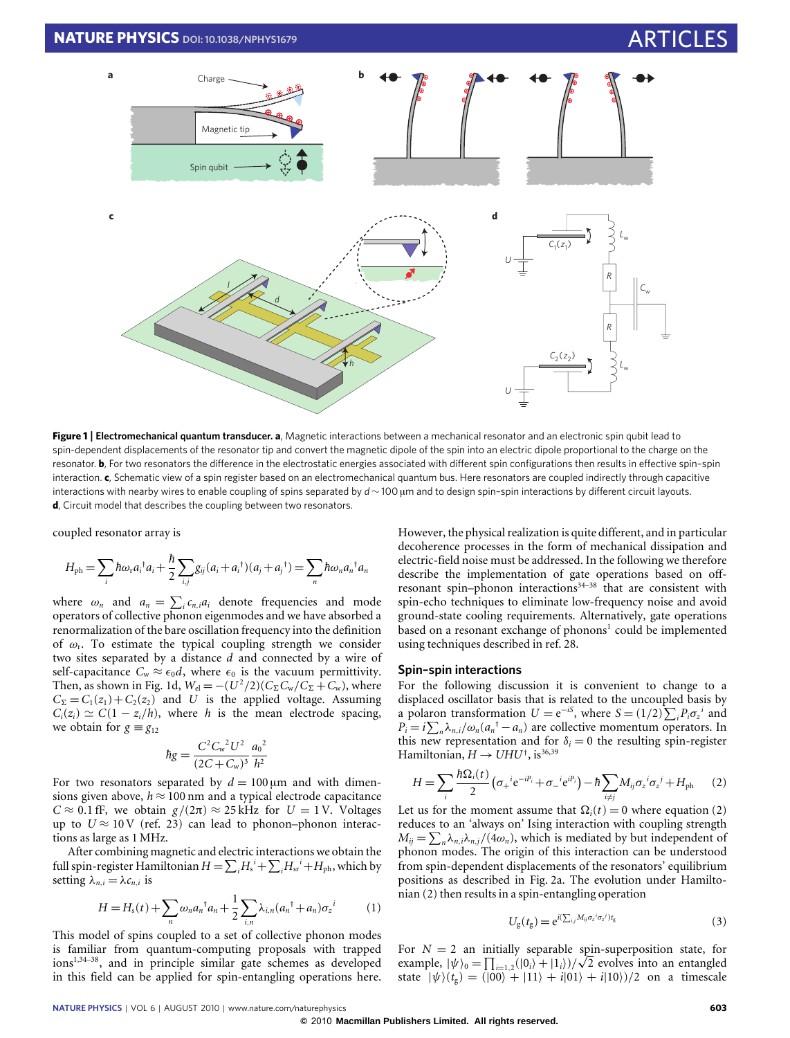**Figure 1 | Electromechanical quantum transducer. a**, Magnetic interactions between a mechanical resonator and an electronic spin qubit lead to spin-dependent displacements of the resonator tip and convert the magnetic dipole of the spin into an electric dipole proportional to the charge on the resonator. **b**, For two resonators the difference in the electrostatic energies associated with different spin configurations then results in effective spin–spin interaction. **c**, Schematic view of a spin register based on an electromechanical quantum bus. Here resonators are coupled indirectly through capacitive interactions with nearby wires to enable coupling of spins separated by $d\sim100\,\mu$m and to design spin–spin interactions by different circuit layouts. **d**, Circuit model that describes the coupling between two resonators.

coupled resonator array is

$$H_{\rm ph}=\sum_i \hbar\omega_{\rm r}a_i^\dagger a_i+\frac{\hbar}{2}\sum_{i,j}g_{ij}(a_i+a_i^\dagger)(a_j+a_j^\dagger)=\sum_n \hbar\omega_n a_n^\dagger a_n$$

where $\omega_n$ and $a_n=\sum_i c_{n,i}a_i$ denote frequencies and mode operators of collective phonon eigenmodes and we have absorbed a renormalization of the bare oscillation frequency into the definition of $\omega_{\rm r}$. To estimate the typical coupling strength we consider two sites separated by a distance $d$ and connected by a wire of self-capacitance $C_{\rm w}\approx\epsilon_0 d$, where $\epsilon_0$ is the vacuum permittivity. Then, as shown in Fig. 1d, $W_{\rm el}=-(U^2/2)(C_\Sigma C_{\rm w}/C_\Sigma+C_{\rm w})$, where $C_\Sigma=C_1(z_1)+C_2(z_2)$ and $U$ is the applied voltage. Assuming $C_i(z_i)\simeq C(1-z_i/h)$, where $h$ is the mean electrode spacing, we obtain for $g\equiv g_{12}$

$$\hbar g=\frac{C^2C_{\rm w}^2U^2}{(2C+C_{\rm w})^3}\frac{a_0^2}{h^2}$$

For two resonators separated by $d=100\,\mu$m and with dimensions given above, $h\approx100$ nm and a typical electrode capacitance $C\approx0.1$ fF, we obtain $g/(2\pi)\approx25$ kHz for $U=1$ V. Voltages up to $U\approx10$ V (ref. 23) can lead to phonon–phonon interactions as large as 1 MHz.

After combining magnetic and electric interactions we obtain the full spin-register Hamiltonian $H=\sum_i H_{\rm s}^i+\sum_i H_{\rm sr}^i+H_{\rm ph}$, which by setting $\lambda_{n,i}=\lambda c_{n,i}$ is

$$H=H_{\rm s}(t)+\sum_n \omega_n a_n^\dagger a_n+\frac{1}{2}\sum_{i,n}\lambda_{i,n}(a_n^\dagger+a_n)\sigma_z^i \tag{1}$$

This model of spins coupled to a set of collective phonon modes is familiar from quantum-computing proposals with trapped ions[1,34–38], and in principle similar gate schemes as developed in this field can be applied for spin-entangling operations here. However, the physical realization is quite different, and in particular decoherence processes in the form of mechanical dissipation and electric-field noise must be addressed. In the following we therefore describe the implementation of gate operations based on off-resonant spin–phonon interactions[34–38] that are consistent with spin-echo techniques to eliminate low-frequency noise and avoid ground-state cooling requirements. Alternatively, gate operations based on a resonant exchange of phonons[1] could be implemented using techniques described in ref. 28.

## Spin–spin interactions

For the following discussion it is convenient to change to a displaced oscillator basis that is related to the uncoupled basis by a polaron transformation $U={\rm e}^{-iS}$, where $S=(1/2)\sum_i P_i\sigma_z^i$ and $P_i=i\sum_n \lambda_{n,i}/\omega_n(a_n^\dagger-a_n)$ are collective momentum operators. In this new representation and for $\delta_i=0$ the resulting spin-register Hamiltonian, $H\rightarrow UHU^\dagger$, is[36,39]

$$H=\sum_i \frac{\hbar\Omega_i(t)}{2}\left(\sigma_+^i{\rm e}^{-iP_i}+\sigma_-^i{\rm e}^{iP_i}\right)-\hbar\sum_{i\neq j}M_{ij}\sigma_z^i\sigma_z^j+H_{\rm ph} \tag{2}$$

Let us for the moment assume that $\Omega_i(t)=0$ where equation (2) reduces to an 'always on' Ising interaction with coupling strength $M_{ij}=\sum_n \lambda_{n,i}\lambda_{n,j}/(4\omega_n)$, which is mediated by but independent of phonon modes. The origin of this interaction can be understood from spin-dependent displacements of the resonators' equilibrium positions as described in Fig. 2a. The evolution under Hamiltonian (2) then results in a spin-entangling operation

$$U_{\rm g}(t_{\rm g})={\rm e}^{i(\sum_{i,j}M_{ij}\sigma_z^i\sigma_z^j)t_{\rm g}} \tag{3}$$

For $N=2$ an initially separable spin-superposition state, for example, $|\psi\rangle_0=\prod_{i=1,2}(|0_i\rangle+|1_i\rangle)/\sqrt{2}$ evolves into an entangled state $|\psi\rangle(t_{\rm g})=(|00\rangle+|11\rangle+i|01\rangle+i|10\rangle)/2$ on a timescale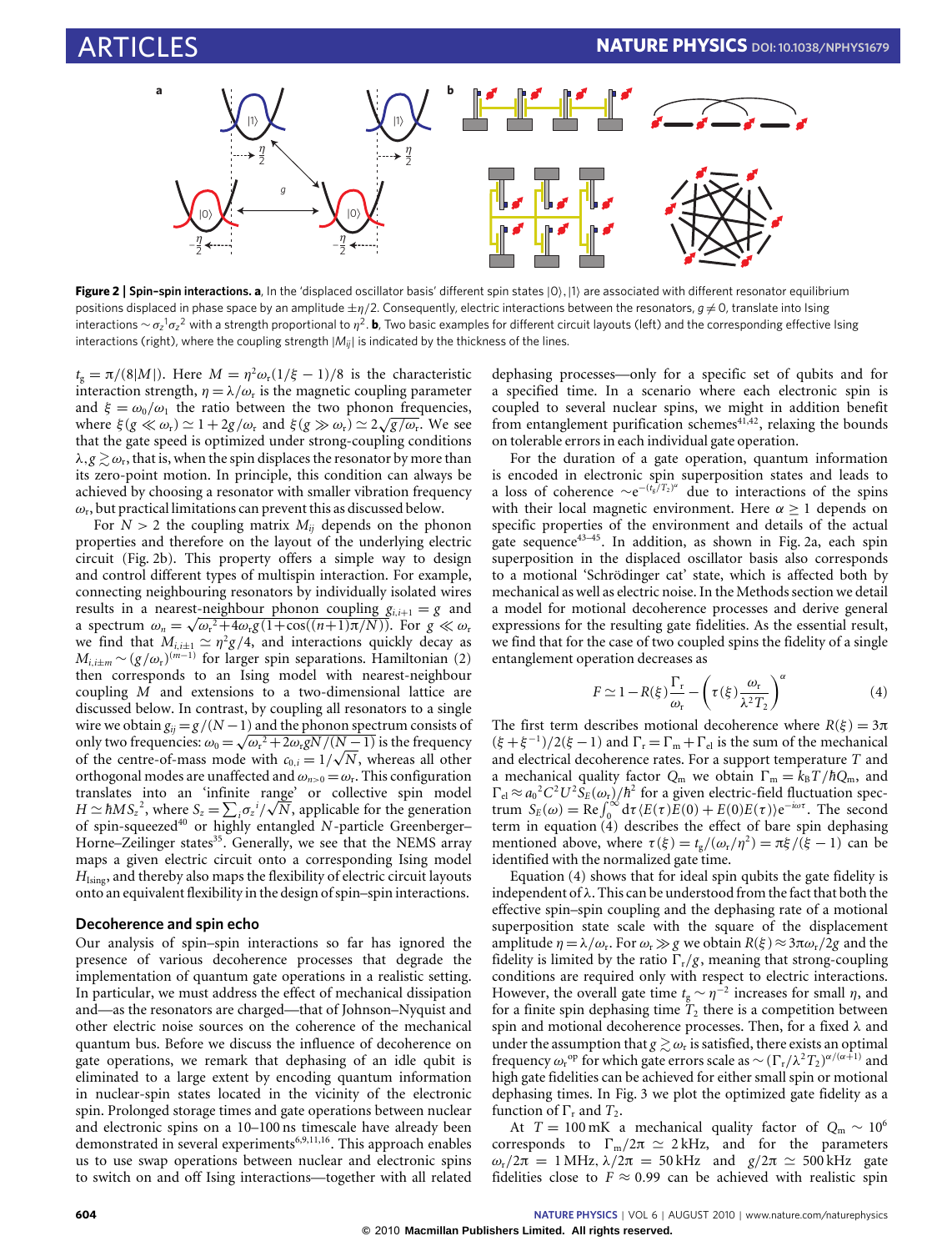**Figure 2 | Spin–spin interactions. a**, In the 'displaced oscillator basis' different spin states $|0\rangle, |1\rangle$ are associated with different resonator equilibrium positions displaced in phase space by an amplitude $\pm\eta/2$. Consequently, electric interactions between the resonators, $g \neq 0$, translate into Ising interactions $\sim \sigma_z^1\sigma_z^2$ with a strength proportional to $\eta^2$. **b**, Two basic examples for different circuit layouts (left) and the corresponding effective Ising interactions (right), where the coupling strength $|M_{ij}|$ is indicated by the thickness of the lines.

$t_g = \pi/(8|M|)$. Here $M = \eta^2\omega_r(1/\xi - 1)/8$ is the characteristic interaction strength, $\eta = \lambda/\omega_r$ is the magnetic coupling parameter and $\xi = \omega_0/\omega_1$ the ratio between the two phonon frequencies, where $\xi(g \ll \omega_r) \simeq 1 + 2g/\omega_r$ and $\xi(g \gg \omega_r) \simeq 2\sqrt{g/\omega_r}$. We see that the gate speed is optimized under strong-coupling conditions $\lambda, g \gtrsim \omega_r$, that is, when the spin displaces the resonator by more than its zero-point motion. In principle, this condition can always be achieved by choosing a resonator with smaller vibration frequency $\omega_r$, but practical limitations can prevent this as discussed below.

For $N > 2$ the coupling matrix $M_{ij}$ depends on the phonon properties and therefore on the layout of the underlying electric circuit (Fig. 2b). This property offers a simple way to design and control different types of multispin interaction. For example, connecting neighbouring resonators by individually isolated wires results in a nearest-neighbour phonon coupling $g_{i,i+1} = g$ and a spectrum $\omega_n = \sqrt{\omega_r^2 + 4\omega_r g(1 + \cos((n+1)\pi/N))}$. For $g \ll \omega_r$ we find that $M_{i,i\pm1} \simeq \eta^2 g/4$, and interactions quickly decay as $M_{i,i\pm m} \sim (g/\omega_r)^{(m-1)}$ for larger spin separations. Hamiltonian (2) then corresponds to an Ising model with nearest-neighbour coupling $M$ and extensions to a two-dimensional lattice are discussed below. In contrast, by coupling all resonators to a single wire we obtain $g_{ij} = g/(N-1)$ and the phonon spectrum consists of only two frequencies: $\omega_0 = \sqrt{\omega_r^2 + 2\omega_r gN/(N-1)}$ is the frequency of the centre-of-mass mode with $c_{0,i} = 1/\sqrt{N}$, whereas all other orthogonal modes are unaffected and $\omega_{n>0} = \omega_r$. This configuration translates into an 'infinite range' or collective spin model $H \simeq \hbar M S_z^2$, where $S_z = \sum_i \sigma_z^i/\sqrt{N}$, applicable for the generation of spin-squeezed[40] or highly entangled $N$-particle Greenberger–Horne–Zeilinger states[35]. Generally, we see that the NEMS array maps a given electric circuit onto a corresponding Ising model $H_{\text{Ising}}$, and thereby also maps the flexibility of electric circuit layouts onto an equivalent flexibility in the design of spin–spin interactions.

### Decoherence and spin echo

Our analysis of spin–spin interactions so far has ignored the presence of various decoherence processes that degrade the implementation of quantum gate operations in a realistic setting. In particular, we must address the effect of mechanical dissipation and—as the resonators are charged—that of Johnson–Nyquist and other electric noise sources on the coherence of the mechanical quantum bus. Before we discuss the influence of decoherence on gate operations, we remark that dephasing of an idle qubit is eliminated to a large extent by encoding quantum information in nuclear-spin states located in the vicinity of the electronic spin. Prolonged storage times and gate operations between nuclear and electronic spins on a 10–100 ns timescale have already been demonstrated in several experiments[6,9,11,16]. This approach enables us to use swap operations between nuclear and electronic spins to switch on and off Ising interactions—together with all related dephasing processes—only for a specific set of qubits and for a specified time. In a scenario where each electronic spin is coupled to several nuclear spins, we might in addition benefit from entanglement purification schemes[41,42], relaxing the bounds on tolerable errors in each individual gate operation.

For the duration of a gate operation, quantum information is encoded in electronic spin superposition states and leads to a loss of coherence $\sim e^{-(t_g/T_2)^\alpha}$ due to interactions of the spins with their local magnetic environment. Here $\alpha \geq 1$ depends on specific properties of the environment and details of the actual gate sequence[43–45]. In addition, as shown in Fig. 2a, each spin superposition in the displaced oscillator basis also corresponds to a motional 'Schrödinger cat' state, which is affected both by mechanical as well as electric noise. In the Methods section we detail a model for motional decoherence processes and derive general expressions for the resulting gate fidelities. As the essential result, we find that for the case of two coupled spins the fidelity of a single entanglement operation decreases as

$$F \simeq 1 - R(\xi)\frac{\Gamma_r}{\omega_r} - \left(\tau(\xi)\frac{\omega_r}{\lambda^2 T_2}\right)^\alpha \tag{4}$$

The first term describes motional decoherence where $R(\xi) = 3\pi(\xi + \xi^{-1})/2(\xi - 1)$ and $\Gamma_r = \Gamma_m + \Gamma_{el}$ is the sum of the mechanical and electrical decoherence rates. For a support temperature $T$ and a mechanical quality factor $Q_m$ we obtain $\Gamma_m = k_B T/\hbar Q_m$, and $\Gamma_{el} \approx a_0^2 C^2 U^2 S_E(\omega_r)/\hbar^2$ for a given electric-field fluctuation spectrum $S_E(\omega) = \text{Re}\int_0^\infty d\tau \langle E(\tau)E(0) + E(0)E(\tau)\rangle e^{-i\omega\tau}$. The second term in equation (4) describes the effect of bare spin dephasing mentioned above, where $\tau(\xi) = t_g/(\omega_r/\eta^2) = \pi\xi/(\xi - 1)$ can be identified with the normalized gate time.

Equation (4) shows that for ideal spin qubits the gate fidelity is independent of $\lambda$. This can be understood from the fact that both the effective spin–spin coupling and the dephasing rate of a motional superposition state scale with the square of the displacement amplitude $\eta = \lambda/\omega_r$. For $\omega_r \gg g$ we obtain $R(\xi) \approx 3\pi\omega_r/2g$ and the fidelity is limited by the ratio $\Gamma_r/g$, meaning that strong-coupling conditions are required only with respect to electric interactions. However, the overall gate time $t_g \sim \eta^{-2}$ increases for small $\eta$, and for a finite spin dephasing time $T_2$ there is a competition between spin and motional decoherence processes. Then, for a fixed $\lambda$ and under the assumption that $g \gtrsim \omega_r$ is satisfied, there exists an optimal frequency $\omega_r^{op}$ for which gate errors scale as $\sim (\Gamma_r/\lambda^2 T_2)^{\alpha/(\alpha+1)}$ and high gate fidelities can be achieved for either small spin or motional dephasing times. In Fig. 3 we plot the optimized gate fidelity as a function of $\Gamma_r$ and $T_2$.

At $T = 100$ mK a mechanical quality factor of $Q_m \sim 10^6$ corresponds to $\Gamma_m/2\pi \simeq 2$ kHz, and for the parameters $\omega_r/2\pi = 1$ MHz, $\lambda/2\pi = 50$ kHz and $g/2\pi \simeq 500$ kHz gate fidelities close to $F \approx 0.99$ can be achieved with realistic spin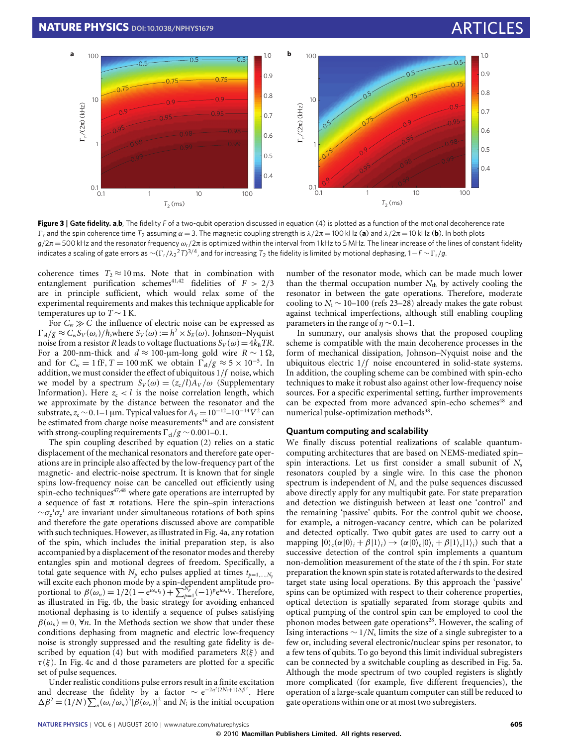**Figure 3 | Gate fidelity. a**,**b**, The fidelity $F$ of a two-qubit operation discussed in equation (4) is plotted as a function of the motional decoherence rate $\Gamma_r$ and the spin coherence time $T_2$ assuming $\alpha = 3$. The magnetic coupling strength is $\lambda/2\pi = 100$ kHz (**a**) and $\lambda/2\pi = 10$ kHz (**b**). In both plots $g/2\pi = 500$ kHz and the resonator frequency $\omega_r/2\pi$ is optimized within the interval from 1 kHz to 5 MHz. The linear increase of the lines of constant fidelity indicates a scaling of gate errors as $\sim(\Gamma_r/\lambda_2{}^2 T)^{3/4}$, and for increasing $T_2$ the fidelity is limited by motional dephasing, $1 - F \sim \Gamma_r/g$.

coherence times $T_2 \approx 10$ ms. Note that in combination with entanglement purification schemes[41,42] fidelities of $F > 2/3$ are in principle sufficient, which would relax some of the experimental requirements and makes this technique applicable for temperatures up to $T \sim 1$ K.

For $C_w \gg C$ the influence of electric noise can be expressed as $\Gamma_{el}/g \approx C_w S_V(\omega_r)/\hbar$, where $S_V(\omega) := h^2 \times S_E(\omega)$. Johnson–Nyquist noise from a resistor $R$ leads to voltage fluctuations $S_V(\omega) = 4k_B TR$. For a 200-nm-thick and $d \approx 100$-μm-long gold wire $R \sim 1\,\Omega$, and for $C_w = 1$ fF, $T = 100$ mK we obtain $\Gamma_{el}/g \approx 5 \times 10^{-5}$. In addition, we must consider the effect of ubiquitous $1/f$ noise, which we model by a spectrum $S_V(\omega) = (z_c/l)A_V/\omega$ (Supplementary Information). Here $z_c < l$ is the noise correlation length, which we approximate by the distance between the resonator and the substrate, $z_c \sim 0.1$–$1$ μm. Typical values for $A_V = 10^{-12}$–$10^{-14}\,V^2$ can be estimated from charge noise measurements[46] and are consistent with strong-coupling requirements $\Gamma_{el}/g \sim 0.001$–$0.1$.

The spin coupling described by equation (2) relies on a static displacement of the mechanical resonators and therefore gate operations are in principle also affected by the low-frequency part of the magnetic- and electric-noise spectrum. It is known that for single spins low-frequency noise can be cancelled out efficiently using spin-echo techniques[47,48] where gate operations are interrupted by a sequence of fast π rotations. Here the spin–spin interactions $\sim\sigma_z{}^i\sigma_z{}^j$ are invariant under simultaneous rotations of both spins and therefore the gate operations discussed above are compatible with such techniques. However, as illustrated in Fig. 4a, any rotation of the spin, which includes the initial preparation step, is also accompanied by a displacement of the resonator modes and thereby entangles spin and motional degrees of freedom. Specifically, a total gate sequence with $N_p$ echo pulses applied at times $t_{p=1,\ldots,N_p}$ will excite each phonon mode by a spin-dependent amplitude proportional to $\beta(\omega_n) = 1/2(1 - e^{i\omega_n t_g}) + \sum_{p=1}^{N_p}(-1)^p e^{i\omega_n t_p}$. Therefore, as illustrated in Fig. 4b, the basic strategy for avoiding enhanced motional dephasing is to identify a sequence of pulses satisfying $\beta(\omega_n) = 0,\ \forall n$. In the Methods section we show that under these conditions dephasing from magnetic and electric low-frequency noise is strongly suppressed and the resulting gate fidelity is described by equation (4) but with modified parameters $R(\xi)$ and $\tau(\xi)$. In Fig. 4c and d those parameters are plotted for a specific set of pulse sequences.

Under realistic conditions pulse errors result in a finite excitation and decrease the fidelity by a factor $\sim e^{-2\eta^2(2N_i+1)\Delta\beta^2}$. Here $\Delta\beta^2 = (1/N)\sum_n(\omega_r/\omega_n)^3|\beta(\omega_n)|^2$ and $N_i$ is the initial occupation number of the resonator mode, which can be made much lower than the thermal occupation number $N_{th}$ by actively cooling the resonator in between the gate operations. Therefore, moderate cooling to $N_i \sim 10$–$100$ (refs 23–28) already makes the gate robust against technical imperfections, although still enabling coupling parameters in the range of $\eta \sim 0.1$–$1$.

In summary, our analysis shows that the proposed coupling scheme is compatible with the main decoherence processes in the form of mechanical dissipation, Johnson–Nyquist noise and the ubiquitous electric $1/f$ noise encountered in solid-state systems. In addition, the coupling scheme can be combined with spin-echo techniques to make it robust also against other low-frequency noise sources. For a specific experimental setting, further improvements can be expected from more advanced spin-echo schemes[48] and numerical pulse-optimization methods[38].

## Quantum computing and scalability

We finally discuss potential realizations of scalable quantum-computing architectures that are based on NEMS-mediated spin–spin interactions. Let us first consider a small subunit of $N_s$ resonators coupled by a single wire. In this case the phonon spectrum is independent of $N_s$ and the pulse sequences discussed above directly apply for any multiqubit gate. For state preparation and detection we distinguish between at least one 'control' and the remaining 'passive' qubits. For the control qubit we choose, for example, a nitrogen-vacancy centre, which can be polarized and detected optically. Two qubit gates are used to carry out a mapping $|0\rangle_c(\alpha|0\rangle_i + \beta|1\rangle_i) \rightarrow (\alpha|0\rangle_c|0\rangle_i + \beta|1\rangle_c|1\rangle_i)$ such that a successive detection of the control spin implements a quantum non-demolition measurement of the state of the $i$ th spin. For state preparation the known spin state is rotated afterwards to the desired target state using local operations. By this approach the 'passive' spins can be optimized with respect to their coherence properties, optical detection is spatially separated from storage qubits and optical pumping of the control spin can be employed to cool the phonon modes between gate operations[28]. However, the scaling of Ising interactions $\sim 1/N_s$ limits the size of a single subregister to a few or, including several electronic/nuclear spins per resonator, to a few tens of qubits. To go beyond this limit individual subregisters can be connected by a switchable coupling as described in Fig. 5a. Although the mode spectrum of two coupled registers is slightly more complicated (for example, five different frequencies), the operation of a large-scale quantum computer can still be reduced to gate operations within one or at most two subregisters.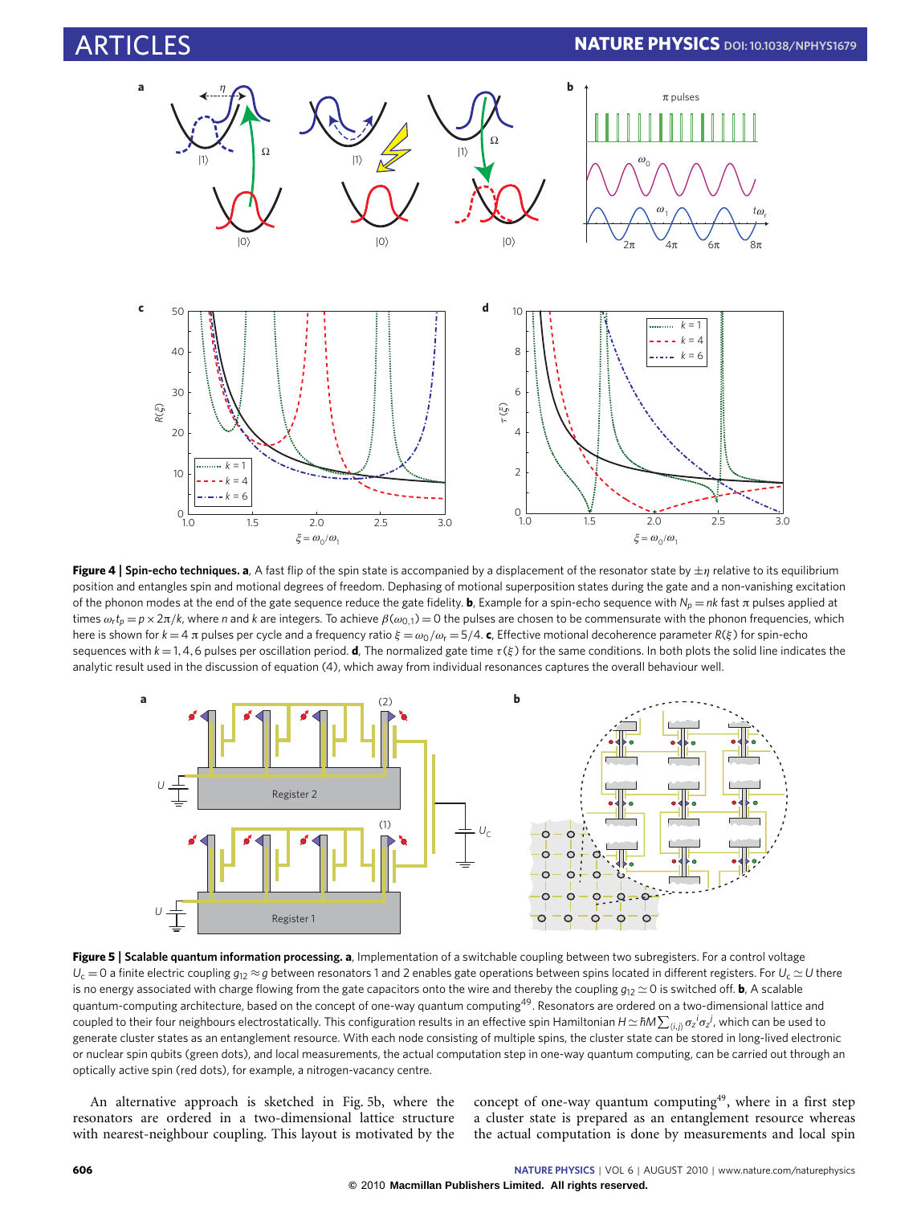**Figure 4 | Spin-echo techniques. a**, A fast flip of the spin state is accompanied by a displacement of the resonator state by $\pm\eta$ relative to its equilibrium position and entangles spin and motional degrees of freedom. Dephasing of motional superposition states during the gate and a non-vanishing excitation of the phonon modes at the end of the gate sequence reduce the gate fidelity. **b**, Example for a spin-echo sequence with $N_p = nk$ fast π pulses applied at times $\omega_r t_p = p \times 2\pi/k$, where $n$ and $k$ are integers. To achieve $\beta(\omega_{0,1}) = 0$ the pulses are chosen to be commensurate with the phonon frequencies, which here is shown for $k = 4$ π pulses per cycle and a frequency ratio $\xi = \omega_0/\omega_r = 5/4$. **c**, Effective motional decoherence parameter $R(\xi)$ for spin-echo sequences with $k = 1, 4, 6$ pulses per oscillation period. **d**, The normalized gate time $\tau(\xi)$ for the same conditions. In both plots the solid line indicates the analytic result used in the discussion of equation (4), which away from individual resonances captures the overall behaviour well.

**Figure 5 | Scalable quantum information processing. a**, Implementation of a switchable coupling between two subregisters. For a control voltage $U_c = 0$ a finite electric coupling $g_{12} \approx g$ between resonators 1 and 2 enables gate operations between spins located in different registers. For $U_c \simeq U$ there is no energy associated with charge flowing from the gate capacitors onto the wire and thereby the coupling $g_{12} \simeq 0$ is switched off. **b**, A scalable quantum-computing architecture, based on the concept of one-way quantum computing[49]. Resonators are ordered on a two-dimensional lattice and coupled to their four neighbours electrostatically. This configuration results in an effective spin Hamiltonian $H \simeq \hbar M \sum_{\langle i,j \rangle} \sigma_z^i \sigma_z^j$, which can be used to generate cluster states as an entanglement resource. With each node consisting of multiple spins, the cluster state can be stored in long-lived electronic or nuclear spin qubits (green dots), and local measurements, the actual computation step in one-way quantum computing, can be carried out through an optically active spin (red dots), for example, a nitrogen-vacancy centre.

An alternative approach is sketched in Fig. 5b, where the resonators are ordered in a two-dimensional lattice structure with nearest-neighbour coupling. This layout is motivated by the concept of one-way quantum computing[49], where in a first step a cluster state is prepared as an entanglement resource whereas the actual computation is done by measurements and local spin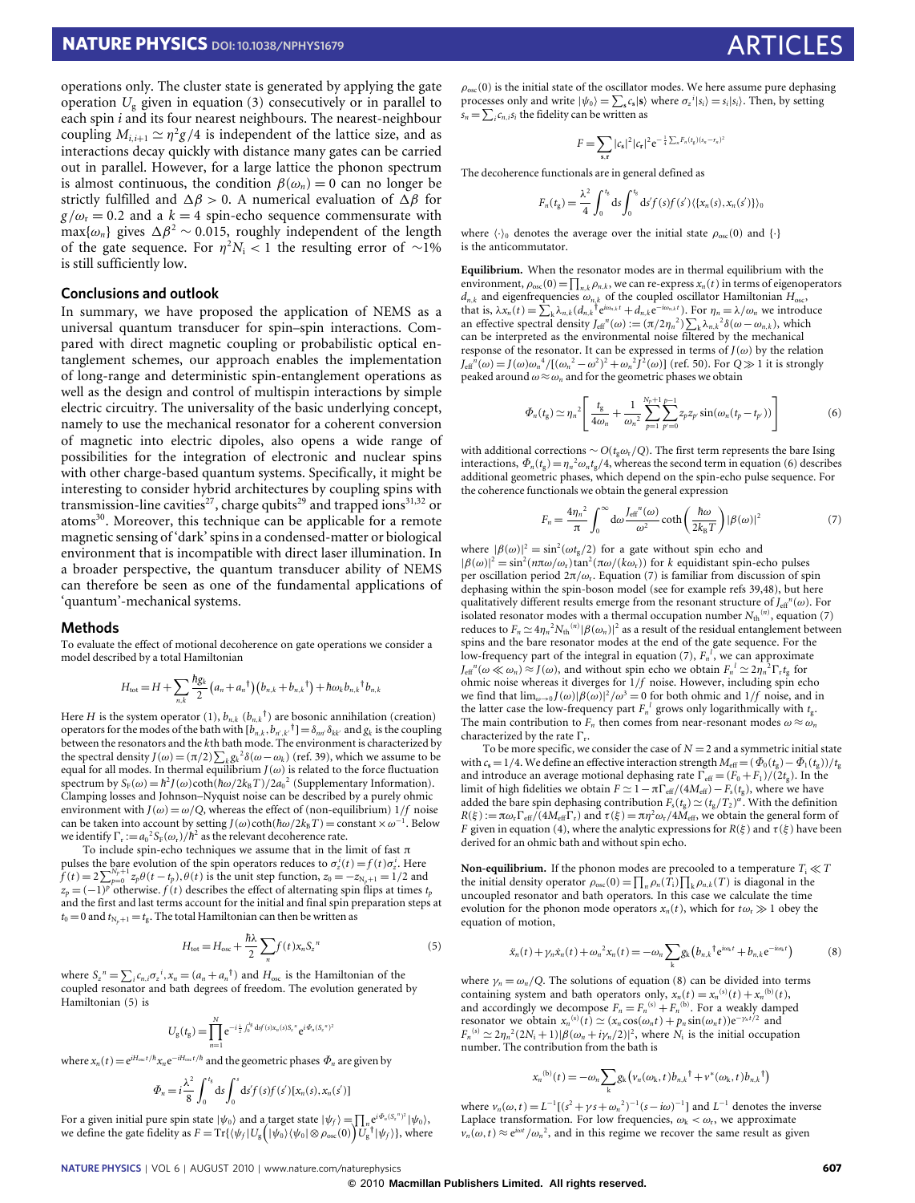operations only. The cluster state is generated by applying the gate operation $U_g$ given in equation (3) consecutively or in parallel to each spin $i$ and its four nearest neighbours. The nearest-neighbour coupling $M_{i,i+1} \simeq \eta^2 g/4$ is independent of the lattice size, and as interactions decay quickly with distance many gates can be carried out in parallel. However, for a large lattice the phonon spectrum is almost continuous, the condition $\beta(\omega_n) = 0$ can no longer be strictly fulfilled and $\Delta\beta > 0$. A numerical evaluation of $\Delta\beta$ for $g/\omega_r = 0.2$ and a $k = 4$ spin-echo sequence commensurate with $\max\{\omega_n\}$ gives $\Delta\beta^2 \sim 0.015$, roughly independent of the length of the gate sequence. For $\eta^2 N_i < 1$ the resulting error of $\sim$1% is still sufficiently low.

## Conclusions and outlook

In summary, we have proposed the application of NEMS as a universal quantum transducer for spin–spin interactions. Compared with direct magnetic coupling or probabilistic optical entanglement schemes, our approach enables the implementation of long-range and deterministic spin-entanglement operations as well as the design and control of multispin interactions by simple electric circuitry. The universality of the basic underlying concept, namely to use the mechanical resonator for a coherent conversion of magnetic into electric dipoles, also opens a wide range of possibilities for the integration of electronic and nuclear spins with other charge-based quantum systems. Specifically, it might be interesting to consider hybrid architectures by coupling spins with transmission-line cavities[27], charge qubits[29] and trapped ions[31,32] or atoms[30]. Moreover, this technique can be applicable for a remote magnetic sensing of 'dark' spins in a condensed-matter or biological environment that is incompatible with direct laser illumination. In a broader perspective, the quantum transducer ability of NEMS can therefore be seen as one of the fundamental applications of 'quantum'-mechanical systems.

## Methods

To evaluate the effect of motional decoherence on gate operations we consider a model described by a total Hamiltonian

$$H_{tot} = H + \sum_{n,k} \frac{\hbar g_k}{2}\left(a_n + a_n^\dagger\right)\left(b_{n,k} + b_{n,k}^\dagger\right) + \hbar\omega_k b_{n,k}^\dagger b_{n,k}$$

Here $H$ is the system operator (1), $b_{n,k}$ ($b_{n,k}^\dagger$) are bosonic annihilation (creation) operators for the modes of the bath with $[b_{n,k}, b_{n',k'}^\dagger] = \delta_{nn'}\delta_{kk'}$ and $g_k$ is the coupling between the resonators and the $k$th bath mode. The environment is characterized by the spectral density $J(\omega) = (\pi/2)\sum_k g_k^2 \delta(\omega - \omega_k)$ (ref. 39), which we assume to be equal for all modes. In thermal equilibrium $J(\omega)$ is related to the force fluctuation spectrum by $S_F(\omega) = \hbar^2 J(\omega)\coth(\hbar\omega/2k_B T)/2a_0^2$ (Supplementary Information). Clamping losses and Johnson–Nyquist noise can be described by a purely ohmic environment with $J(\omega) = \omega/Q$, whereas the effect of (non-equilibrium) $1/f$ noise can be taken into account by setting $J(\omega)\coth(\hbar\omega/2k_B T) = \text{constant} \times \omega^{-1}$. Below we identify $\Gamma_r := a_0^2 S_F(\omega_r)/\hbar^2$ as the relevant decoherence rate.

To include spin-echo techniques we assume that in the limit of fast $\pi$ pulses the bare evolution of the spin operators reduces to $\sigma_z^i(t) = f(t)\sigma_z^i$. Here $f(t) = 2\sum_{p=0}^{N_p+1} z_p \theta(t - t_p)$, $\theta(t)$ is the unit step function, $z_0 = -z_{N_p+1} = 1/2$ and $z_p = (-1)^p$ otherwise. $f(t)$ describes the effect of alternating spin flips at times $t_p$ and the first and last terms account for the initial and final spin preparation steps at $t_0 = 0$ and $t_{N_p+1} = t_g$. The total Hamiltonian can then be written as

$$H_{tot} = H_{osc} + \frac{\hbar\lambda}{2}\sum_n f(t)x_n S_z^n \tag{5}$$

where $S_z^n = \sum_i c_{n,i}\sigma_z^i$, $x_n = (a_n + a_n^\dagger)$ and $H_{osc}$ is the Hamiltonian of the coupled resonator and bath degrees of freedom. The evolution generated by Hamiltonian (5) is

$$U_g(t_g) = \prod_{n=1}^N e^{-i\frac{\lambda}{2}\int_0^{t_g} ds f(s)x_n(s)S_z^n} e^{i\Phi_n(S_z^n)^2}$$

where $x_n(t) = e^{iH_{osc}t/\hbar}x_n e^{-iH_{osc}t/\hbar}$ and the geometric phases $\Phi_n$ are given by

$$\Phi_n = i\frac{\lambda^2}{8}\int_0^{t_g} ds \int_0^s ds' f(s)f(s')[x_n(s), x_n(s')]$$

For a given initial pure spin state $|\psi_0\rangle$ and a target state $|\psi_f\rangle = \prod_n e^{i\Phi_n(S_z^n)^2}|\psi_0\rangle$, we define the gate fidelity as $F = \mathrm{Tr}\{\langle\psi_f|U_g\left(|\psi_0\rangle\langle\psi_0| \otimes \rho_{osc}(0)\right)U_g^\dagger|\psi_f\rangle\}$, where $\rho_{osc}(0)$ is the initial state of the oscillator modes. We here assume pure dephasing processes only and write $|\psi_0\rangle = \sum_{\mathbf{s}} c_{\mathbf{s}}|\mathbf{s}\rangle$ where $\sigma_z^i|s_i\rangle = s_i|s_i\rangle$. Then, by setting $s_n = \sum_i c_{n,i}s_i$ the fidelity can be written as

$$F = \sum_{\mathbf{s},\mathbf{r}} |c_{\mathbf{s}}|^2|c_{\mathbf{r}}|^2 e^{-\frac{1}{4}\sum_n F_n(t_g)(s_n - r_n)^2}$$

The decoherence functionals are in general defined as

$$F_n(t_g) = \frac{\lambda^2}{4}\int_0^{t_g} ds \int_0^{t_g} ds' f(s)f(s')\langle\{x_n(s), x_n(s')\}\rangle_0$$

where $\langle\cdot\rangle_0$ denotes the average over the initial state $\rho_{osc}(0)$ and $\{\cdot\}$ is the anticommutator.

**Equilibrium.** When the resonator modes are in thermal equilibrium with the environment, $\rho_{osc}(0) = \prod_{n,k}\rho_{n,k}$, we can re-express $x_n(t)$ in terms of eigenoperators $d_{n,k}$ and eigenfrequencies $\omega_{n,k}$ of the coupled oscillator Hamiltonian $H_{osc}$, that is, $\lambda x_n(t) = \sum_k \lambda_{n,k}(d_{n,k}^\dagger e^{i\omega_{n,k}t} + d_{n,k}e^{-i\omega_{n,k}t})$. For $\eta_n = \lambda/\omega_n$ we introduce an effective spectral density $J_{eff}^n(\omega) := (\pi/2\eta_n^2)\sum_k \lambda_{n,k}^2\delta(\omega - \omega_{n,k})$, which can be interpreted as the environmental noise filtered by the mechanical response of the resonator. It can be expressed in terms of $J(\omega)$ by the relation $J_{eff}^n(\omega) = J(\omega)\omega_n^4/[(\omega_n^2 - \omega^2)^2 + \omega_n^2 J^2(\omega)]$ (ref. 50). For $Q \gg 1$ it is strongly peaked around $\omega \approx \omega_n$ and for the geometric phases we obtain

$$\Phi_n(t_g) \simeq \eta_n^2\left[\frac{t_g}{4\omega_n} + \frac{1}{\omega_n^2}\sum_{p=1}^{N_p+1}\sum_{p'=0}^{p-1} z_p z_{p'}\sin(\omega_n(t_p - t_{p'}))\right] \tag{6}$$

with additional corrections $\sim O(t_g\omega_r/Q)$. The first term represents the bare Ising interactions, $\Phi_n(t_g) = \eta_n^2\omega_n t_g/4$, whereas the second term in equation (6) describes additional geometric phases, which depend on the spin-echo pulse sequence. For the coherence functionals we obtain the general expression

$$F_n = \frac{4\eta_n^2}{\pi}\int_0^\infty d\omega \frac{J_{eff}^n(\omega)}{\omega^2}\coth\left(\frac{\hbar\omega}{2k_B T}\right)|\beta(\omega)|^2 \tag{7}$$

where $|\beta(\omega)|^2 = \sin^2(\omega t_g/2)$ for a gate without spin echo and $|\beta(\omega)|^2 = \sin^2(n\pi\omega/\omega_r)\tan^2(\pi\omega/(k\omega_r))$ for $k$ equidistant spin-echo pulses per oscillation period $2\pi/\omega_r$. Equation (7) is familiar from discussion of spin dephasing within the spin-boson model (see for example refs 39,48), but here qualitatively different results emerge from the resonant structure of $J_{eff}^n(\omega)$. For isolated resonator modes with a thermal occupation number $N_{th}^{(n)}$, equation (7) reduces to $F_n \simeq 4\eta_n^2 N_{th}^{(n)}|\beta(\omega_n)|^2$ as a result of the residual entanglement between spins and the bare resonator modes at the end of the gate sequence. For the low-frequency part of the integral in equation (7), $F_n^l$, we can approximate $J_{eff}^n(\omega \ll \omega_n) \approx J(\omega)$, and without spin echo we obtain $F_n^l \simeq 2\eta_n^2\Gamma_r t_g$ for ohmic noise whereas it diverges for $1/f$ noise. However, including spin echo we find that $\lim_{\omega\to 0} J(\omega)|\beta(\omega)|^2/\omega^3 = 0$ for both ohmic and $1/f$ noise, and in the latter case the low-frequency part $F_n^l$ grows only logarithmically with $t_g$. The main contribution to $F_n$ then comes from near-resonant modes $\omega \approx \omega_n$ characterized by the rate $\Gamma_r$.

To be more specific, we consider the case of $N = 2$ and a symmetric initial state with $c_{\mathbf{s}} = 1/4$. We define an effective interaction strength $M_{eff} = (\Phi_0(t_g) - \Phi_1(t_g))/t_g$ and introduce an average motional dephasing rate $\Gamma_{eff} = (F_0 + F_1)/(2t_g)$. In the limit of high fidelities we obtain $F \simeq 1 - \pi\Gamma_{eff}/(4M_{eff}) - F_s(t_g)$, where we have added the bare spin dephasing contribution $F_s(t_g) \simeq (t_g/T_2)^\alpha$. With the definition $R(\xi) := \pi\omega_r\Gamma_{eff}/(4M_{eff}\Gamma_r)$ and $\tau(\xi) = \pi\eta^2\omega_r/4M_{eff}$, we obtain the general form of $F$ given in equation (4), where the analytic expressions for $R(\xi)$ and $\tau(\xi)$ have been derived for an ohmic bath and without spin echo.

**Non-equilibrium.** If the phonon modes are precooled to a temperature $T_i \ll T$ the initial density operator $\rho_{osc}(0) = \prod_n \rho_n(T_i)\prod_k \rho_{n,k}(T)$ is diagonal in the uncoupled resonator and bath operators. In this case we calculate the time evolution for the phonon mode operators $x_n(t)$, which for $t\omega_r \gg 1$ obey the equation of motion,

$$\ddot{x}_n(t) + \gamma_n\dot{x}_n(t) + \omega_n^2 x_n(t) = -\omega_n\sum_k g_k\left(b_{n,k}^\dagger e^{i\omega_k t} + b_{n,k}e^{-i\omega_k t}\right) \tag{8}$$

where $\gamma_n = \omega_n/Q$. The solutions of equation (8) can be divided into terms containing system and bath operators only, $x_n(t) = x_n^{(s)}(t) + x_n^{(b)}(t)$, and accordingly we decompose $F_n = F_n^{(s)} + F_n^{(b)}$. For a weakly damped resonator we obtain $x_n^{(s)}(t) \simeq (x_n\cos(\omega_n t) + p_n\sin(\omega_n t))e^{-\gamma_n t/2}$ and $F_n^{(s)} \simeq 2\eta_n^2(2N_i + 1)|\beta(\omega_n + i\gamma_n/2)|^2$, where $N_i$ is the initial occupation number. The contribution from the bath is

$$x_n^{(b)}(t) = -\omega_n\sum_k g_k\left(\nu_n(\omega_k, t)b_{n,k}^\dagger + \nu^*(\omega_k, t)b_{n,k}^\dagger\right)$$

where $\nu_n(\omega, t) = L^{-1}[(s^2 + \gamma s + \omega_n^2)^{-1}(s - i\omega)^{-1}]$ and $L^{-1}$ denotes the inverse Laplace transformation. For low frequencies, $\omega_k < \omega_r$, we approximate $\nu_n(\omega, t) \approx e^{i\omega t}/\omega_n^2$, and in this regime we recover the same result as given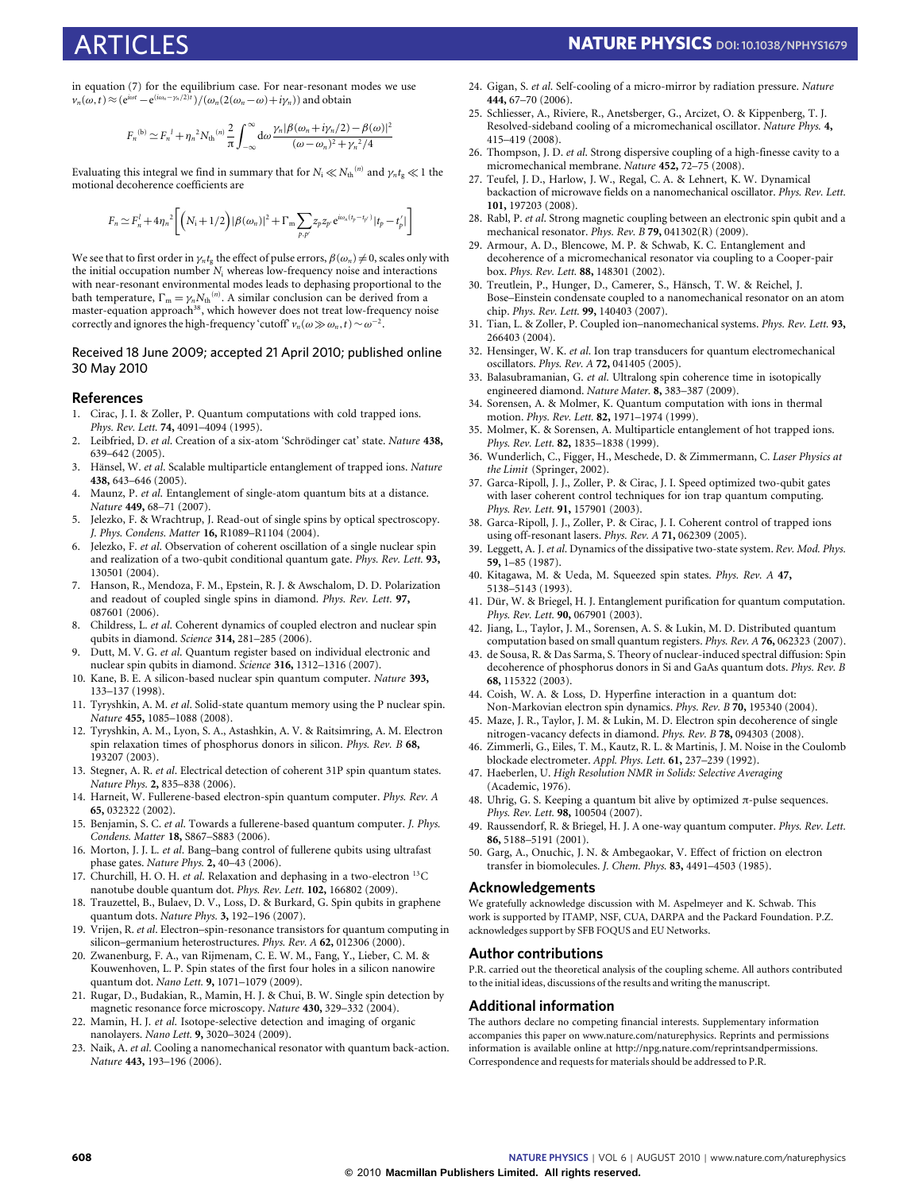in equation (7) for the equilibrium case. For near-resonant modes we use $v_n(\omega,t) \approx (e^{i\omega t} - e^{(i\omega_n - \gamma_n/2)t})/(\omega_n(2(\omega_n - \omega) + i\gamma_n))$ and obtain

$$F_n^{(b)} \simeq F_n^{\,l} + \eta_n^{\,2} N_{\rm th}^{\,(n)} \frac{2}{\pi} \int_{-\infty}^{\infty} d\omega \frac{\gamma_n |\beta(\omega_n + i\gamma_n/2) - \beta(\omega)|^2}{(\omega - \omega_n)^2 + \gamma_n^{\,2}/4}$$

Evaluating this integral we find in summary that for $N_i \ll N_{\rm th}^{(n)}$ and $\gamma_n t_g \ll 1$ the motional decoherence coefficients are

$$F_n \simeq F_n^l + 4\eta_n^{\,2} \left[ \left( N_i + 1/2 \right) |\beta(\omega_n)|^2 + \Gamma_m \sum_{p,p'} z_p z_{p'} e^{i\omega_n (t_p - t_{p'})} |t_p - t_p'| \right]$$

We see that to first order in $\gamma_n t_g$ the effect of pulse errors, $\beta(\omega_n) \neq 0$, scales only with the initial occupation number $N_i$ whereas low-frequency noise and interactions with near-resonant environmental modes leads to dephasing proportional to the bath temperature, $\Gamma_m = \gamma_n N_{\rm th}^{(n)}$. A similar conclusion can be derived from a master-equation approach[38], which however does not treat low-frequency noise correctly and ignores the high-frequency 'cutoff' $v_n(\omega \gg \omega_n, t) \sim \omega^{-2}$.

Received 18 June 2009; accepted 21 April 2010; published online 30 May 2010

## References

1. Cirac, J. I. & Zoller, P. Quantum computations with cold trapped ions. *Phys. Rev. Lett.* **74,** 4091–4094 (1995).
2. Leibfried, D. *et al.* Creation of a six-atom 'Schrödinger cat' state. *Nature* **438,** 639–642 (2005).
3. Hänsel, W. *et al.* Scalable multiparticle entanglement of trapped ions. *Nature* **438,** 643–646 (2005).
4. Maunz, P. *et al.* Entanglement of single-atom quantum bits at a distance. *Nature* **449,** 68–71 (2007).
5. Jelezko, F. & Wrachtrup, J. Read-out of single spins by optical spectroscopy. *J. Phys. Condens. Matter* **16,** R1089–R1104 (2004).
6. Jelezko, F. *et al.* Observation of coherent oscillation of a single nuclear spin and realization of a two-qubit conditional quantum gate. *Phys. Rev. Lett.* **93,** 130501 (2004).
7. Hanson, R., Mendoza, F. M., Epstein, R. J. & Awschalom, D. D. Polarization and readout of coupled single spins in diamond. *Phys. Rev. Lett.* **97,** 087601 (2006).
8. Childress, L. *et al.* Coherent dynamics of coupled electron and nuclear spin qubits in diamond. *Science* **314,** 281–285 (2006).
9. Dutt, M. V. G. *et al.* Quantum register based on individual electronic and nuclear spin qubits in diamond. *Science* **316,** 1312–1316 (2007).
10. Kane, B. E. A silicon-based nuclear spin quantum computer. *Nature* **393,** 133–137 (1998).
11. Tyryshkin, A. M. *et al.* Solid-state quantum memory using the P nuclear spin. *Nature* **455,** 1085–1088 (2008).
12. Tyryshkin, A. M., Lyon, S. A., Astashkin, A. V. & Raitsimring, A. M. Electron spin relaxation times of phosphorus donors in silicon. *Phys. Rev. B* **68,** 193207 (2003).
13. Stegner, A. R. *et al.* Electrical detection of coherent 31P spin quantum states. *Nature Phys.* **2,** 835–838 (2006).
14. Harneit, W. Fullerene-based electron-spin quantum computer. *Phys. Rev. A* **65,** 032322 (2002).
15. Benjamin, S. C. *et al.* Towards a fullerene-based quantum computer. *J. Phys. Condens. Matter* **18,** S867–S883 (2006).
16. Morton, J. J. L. *et al.* Bang–bang control of fullerene qubits using ultrafast phase gates. *Nature Phys.* **2,** 40–43 (2006).
17. Churchill, H. O. H. *et al.* Relaxation and dephasing in a two-electron $^{13}$C nanotube double quantum dot. *Phys. Rev. Lett.* **102,** 166802 (2009).
18. Trauzettel, B., Bulaev, D. V., Loss, D. & Burkard, G. Spin qubits in graphene quantum dots. *Nature Phys.* **3,** 192–196 (2007).
19. Vrijen, R. *et al.* Electron–spin-resonance transistors for quantum computing in silicon–germanium heterostructures. *Phys. Rev. A* **62,** 012306 (2000).
20. Zwanenburg, F. A., van Rijmenam, C. E. W. M., Fang, Y., Lieber, C. M. & Kouwenhoven, L. P. Spin states of the first four holes in a silicon nanowire quantum dot. *Nano Lett.* **9,** 1071–1079 (2009).
21. Rugar, D., Budakian, R., Mamin, H. J. & Chui, B. W. Single spin detection by magnetic resonance force microscopy. *Nature* **430,** 329–332 (2004).
22. Mamin, H. J. *et al.* Isotope-selective detection and imaging of organic nanolayers. *Nano Lett.* **9,** 3020–3024 (2009).
23. Naik, A. *et al.* Cooling a nanomechanical resonator with quantum back-action. *Nature* **443,** 193–196 (2006).
24. Gigan, S. *et al.* Self-cooling of a micro-mirror by radiation pressure. *Nature* **444,** 67–70 (2006).
25. Schliesser, A., Riviere, R., Anetsberger, G., Arcizet, O. & Kippenberg, T. J. Resolved-sideband cooling of a micromechanical oscillator. *Nature Phys.* **4,** 415–419 (2008).
26. Thompson, J. D. *et al.* Strong dispersive coupling of a high-finesse cavity to a micromechanical membrane. *Nature* **452,** 72–75 (2008).
27. Teufel, J. D., Harlow, J. W., Regal, C. A. & Lehnert, K. W. Dynamical backaction of microwave fields on a nanomechanical oscillator. *Phys. Rev. Lett.* **101,** 197203 (2008).
28. Rabl, P. *et al.* Strong magnetic coupling between an electronic spin qubit and a mechanical resonator. *Phys. Rev. B* **79,** 041302(R) (2009).
29. Armour, A. D., Blencowe, M. P. & Schwab, K. C. Entanglement and decoherence of a micromechanical resonator via coupling to a Cooper-pair box. *Phys. Rev. Lett.* **88,** 148301 (2002).
30. Treutlein, P., Hunger, D., Camerer, S., Hänsch, T. W. & Reichel, J. Bose–Einstein condensate coupled to a nanomechanical resonator on an atom chip. *Phys. Rev. Lett.* **99,** 140403 (2007).
31. Tian, L. & Zoller, P. Coupled ion–nanomechanical systems. *Phys. Rev. Lett.* **93,** 266403 (2004).
32. Hensinger, W. K. *et al.* Ion trap transducers for quantum electromechanical oscillators. *Phys. Rev. A* **72,** 041405 (2005).
33. Balasubramanian, G. *et al.* Ultralong spin coherence time in isotopically engineered diamond. *Nature Mater.* **8,** 383–387 (2009).
34. Sorensen, A. & Molmer, K. Quantum computation with ions in thermal motion. *Phys. Rev. Lett.* **82,** 1971–1974 (1999).
35. Molmer, K. & Sorensen, A. Multiparticle entanglement of hot trapped ions. *Phys. Rev. Lett.* **82,** 1835–1838 (1999).
36. Wunderlich, C., Figger, H., Meschede, D. & Zimmermann, C. *Laser Physics at the Limit* (Springer, 2002).
37. Garca-Ripoll, J. J., Zoller, P. & Cirac, J. I. Speed optimized two-qubit gates with laser coherent control techniques for ion trap quantum computing. *Phys. Rev. Lett.* **91,** 157901 (2003).
38. Garca-Ripoll, J. J., Zoller, P. & Cirac, J. I. Coherent control of trapped ions using off-resonant lasers. *Phys. Rev. A* **71,** 062309 (2005).
39. Leggett, A. J. *et al.* Dynamics of the dissipative two-state system. *Rev. Mod. Phys.* **59,** 1–85 (1987).
40. Kitagawa, M. & Ueda, M. Squeezed spin states. *Phys. Rev. A* **47,** 5138–5143 (1993).
41. Dür, W. & Briegel, H. J. Entanglement purification for quantum computation. *Phys. Rev. Lett.* **90,** 067901 (2003).
42. Jiang, L., Taylor, J. M., Sorensen, A. S. & Lukin, M. D. Distributed quantum computation based on small quantum registers. *Phys. Rev. A* **76,** 062323 (2007).
43. de Sousa, R. & Das Sarma, S. Theory of nuclear-induced spectral diffusion: Spin decoherence of phosphorus donors in Si and GaAs quantum dots. *Phys. Rev. B* **68,** 115322 (2003).
44. Coish, W. A. & Loss, D. Hyperfine interaction in a quantum dot: Non-Markovian electron spin dynamics. *Phys. Rev. B* **70,** 195340 (2004).
45. Maze, J. R., Taylor, J. M. & Lukin, M. D. Electron spin decoherence of single nitrogen-vacancy defects in diamond. *Phys. Rev. B* **78,** 094303 (2008).
46. Zimmerli, G., Eiles, T. M., Kautz, R. L. & Martinis, J. M. Noise in the Coulomb blockade electrometer. *Appl. Phys. Lett.* **61,** 237–239 (1992).
47. Haeberlen, U. *High Resolution NMR in Solids: Selective Averaging* (Academic, 1976).
48. Uhrig, G. S. Keeping a quantum bit alive by optimized π-pulse sequences. *Phys. Rev. Lett.* **98,** 100504 (2007).
49. Raussendorf, R. & Briegel, H. J. A one-way quantum computer. *Phys. Rev. Lett.* **86,** 5188–5191 (2001).
50. Garg, A., Onuchic, J. N. & Ambegaokar, V. Effect of friction on electron transfer in biomolecules. *J. Chem. Phys.* **83,** 4491–4503 (1985).

## Acknowledgements

We gratefully acknowledge discussion with M. Aspelmeyer and K. Schwab. This work is supported by ITAMP, NSF, CUA, DARPA and the Packard Foundation. P.Z. acknowledges support by SFB FOQUS and EU Networks.

## Author contributions

P.R. carried out the theoretical analysis of the coupling scheme. All authors contributed to the initial ideas, discussions of the results and writing the manuscript.

## Additional information

The authors declare no competing financial interests. Supplementary information accompanies this paper on www.nature.com/naturephysics. Reprints and permissions information is available online at http://npg.nature.com/reprintsandpermissions. Correspondence and requests for materials should be addressed to P.R.